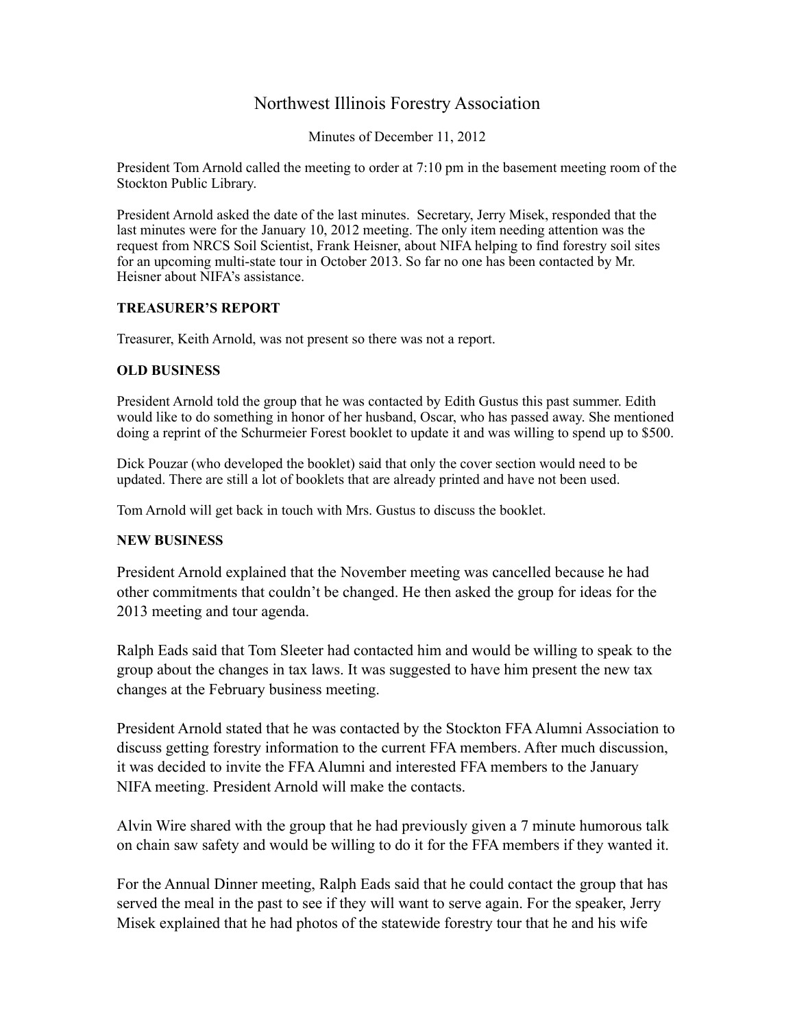# Northwest Illinois Forestry Association

Minutes of December 11, 2012

President Tom Arnold called the meeting to order at 7:10 pm in the basement meeting room of the Stockton Public Library.

President Arnold asked the date of the last minutes. Secretary, Jerry Misek, responded that the last minutes were for the January 10, 2012 meeting. The only item needing attention was the request from NRCS Soil Scientist, Frank Heisner, about NIFA helping to find forestry soil sites for an upcoming multi-state tour in October 2013. So far no one has been contacted by Mr. Heisner about NIFA's assistance.

**TREASURER'S REPORT**

Treasurer, Keith Arnold, was not present so there was not a report.

**OLD BUSINESS**

President Arnold told the group that he was contacted by Edith Gustus this past summer. Edith would like to do something in honor of her husband, Oscar, who has passed away. She mentioned doing a reprint of the Schurmeier Forest booklet to update it and was willing to spend up to $500.

Dick Pouzar (who developed the booklet) said that only the cover section would need to be updated. There are still a lot of booklets that are already printed and have not been used.

Tom Arnold will get back in touch with Mrs. Gustus to discuss the booklet.

**NEW BUSINESS**

President Arnold explained that the November meeting was cancelled because he had other commitments that couldn't be changed. He then asked the group for ideas for the 2013 meeting and tour agenda.

Ralph Eads said that Tom Sleeter had contacted him and would be willing to speak to the group about the changes in tax laws. It was suggested to have him present the new tax changes at the February business meeting.

President Arnold stated that he was contacted by the Stockton FFA Alumni Association to discuss getting forestry information to the current FFA members. After much discussion, it was decided to invite the FFA Alumni and interested FFA members to the January NIFA meeting. President Arnold will make the contacts.

Alvin Wire shared with the group that he had previously given a 7 minute humorous talk on chain saw safety and would be willing to do it for the FFA members if they wanted it.

For the Annual Dinner meeting, Ralph Eads said that he could contact the group that has served the meal in the past to see if they will want to serve again. For the speaker, Jerry Misek explained that he had photos of the statewide forestry tour that he and his wife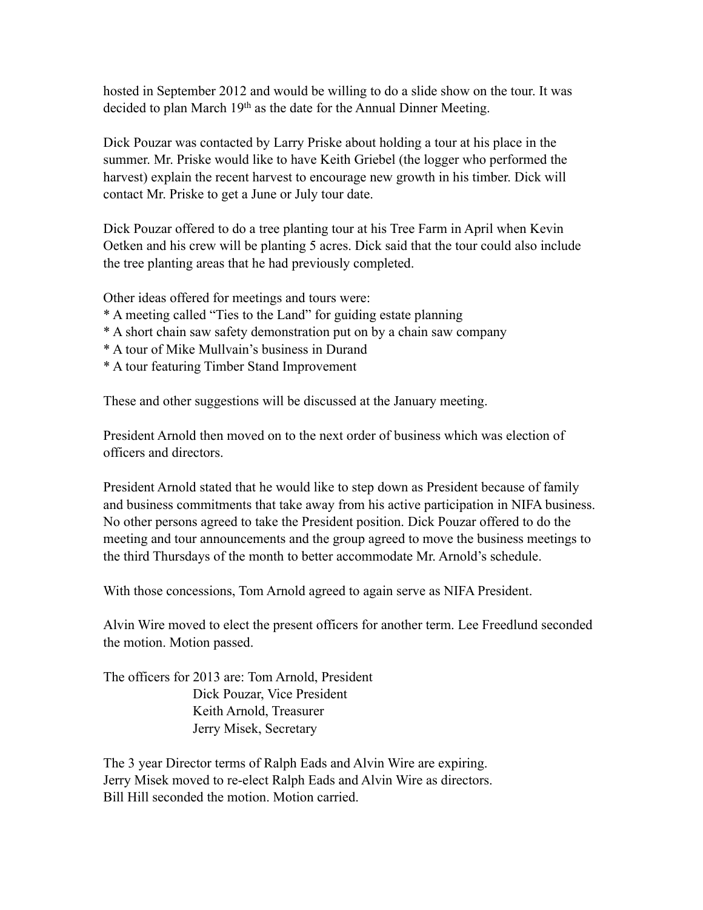hosted in September 2012 and would be willing to do a slide show on the tour. It was decided to plan March 19th as the date for the Annual Dinner Meeting.

Dick Pouzar was contacted by Larry Priske about holding a tour at his place in the summer. Mr. Priske would like to have Keith Griebel (the logger who performed the harvest) explain the recent harvest to encourage new growth in his timber. Dick will contact Mr. Priske to get a June or July tour date.

Dick Pouzar offered to do a tree planting tour at his Tree Farm in April when Kevin Oetken and his crew will be planting 5 acres. Dick said that the tour could also include the tree planting areas that he had previously completed.

Other ideas offered for meetings and tours were:

* A meeting called "Ties to the Land" for guiding estate planning
* A short chain saw safety demonstration put on by a chain saw company
* A tour of Mike Mullvain's business in Durand
* A tour featuring Timber Stand Improvement

These and other suggestions will be discussed at the January meeting.

President Arnold then moved on to the next order of business which was election of officers and directors.

President Arnold stated that he would like to step down as President because of family and business commitments that take away from his active participation in NIFA business. No other persons agreed to take the President position. Dick Pouzar offered to do the meeting and tour announcements and the group agreed to move the business meetings to the third Thursdays of the month to better accommodate Mr. Arnold's schedule.

With those concessions, Tom Arnold agreed to again serve as NIFA President.

Alvin Wire moved to elect the present officers for another term. Lee Freedlund seconded the motion. Motion passed.

The officers for 2013 are: Tom Arnold, President
Dick Pouzar, Vice President
Keith Arnold, Treasurer
Jerry Misek, Secretary

The 3 year Director terms of Ralph Eads and Alvin Wire are expiring.
Jerry Misek moved to re-elect Ralph Eads and Alvin Wire as directors.
Bill Hill seconded the motion. Motion carried.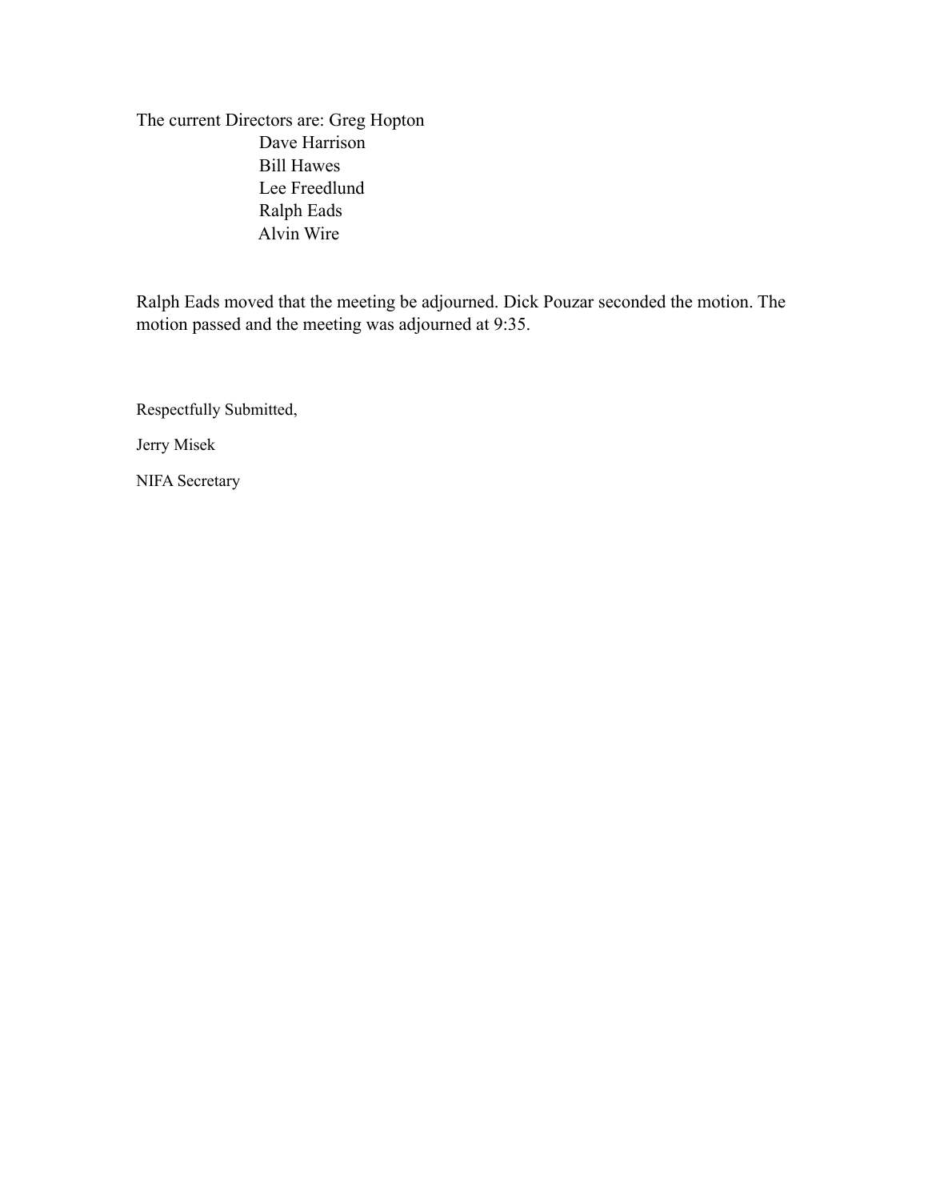The current Directors are: Greg Hopton
Dave Harrison
Bill Hawes
Lee Freedlund
Ralph Eads
Alvin Wire

Ralph Eads moved that the meeting be adjourned. Dick Pouzar seconded the motion. The motion passed and the meeting was adjourned at 9:35.

Respectfully Submitted,

Jerry Misek

NIFA Secretary